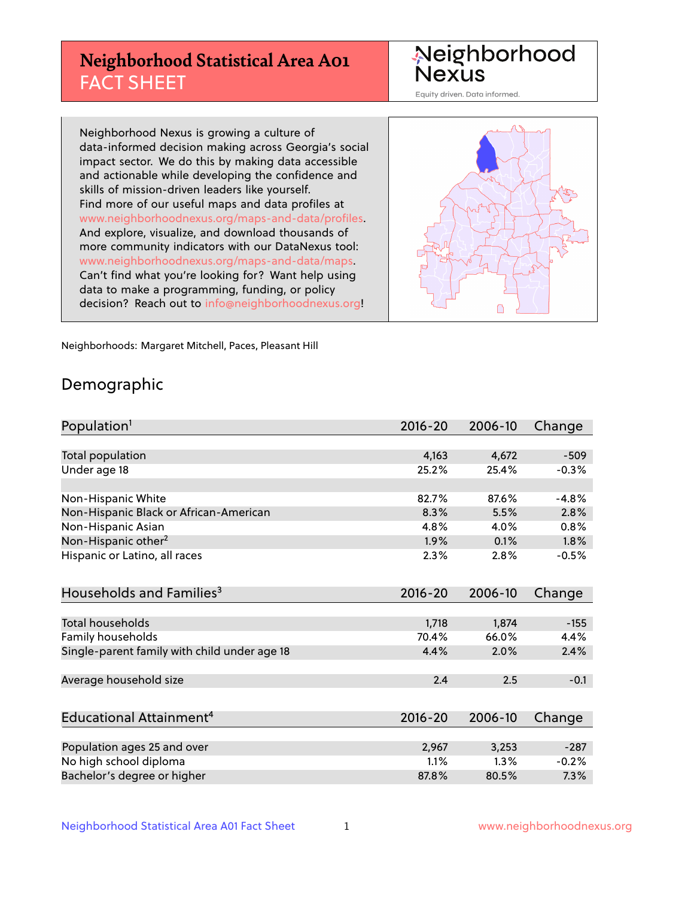# Neighborhood Statistical Area A01 FACT SHEET

Neighborhood Nexus

Equity driven. Data informed.

Neighborhood Nexus is growing a culture of data-informed decision making across Georgia's social impact sector. We do this by making data accessible and actionable while developing the confidence and skills of mission-driven leaders like yourself. Find more of our useful maps and data profiles at www.neighborhoodnexus.org/maps-and-data/profiles. And explore, visualize, and download thousands of more community indicators with our DataNexus tool: www.neighborhoodnexus.org/maps-and-data/maps. Can't find what you're looking for? Want help using data to make a programming, funding, or policy decision? Reach out to info@neighborhoodnexus.org!

Neighborhoods: Margaret Mitchell, Paces, Pleasant Hill

## Demographic

| Population[1] | 2016-20 | 2006-10 | Change |
|---|---|---|---|
| Total population | 4,163 | 4,672 | -509 |
| Under age 18 | 25.2% | 25.4% | -0.3% |
| | | | |
| Non-Hispanic White | 82.7% | 87.6% | -4.8% |
| Non-Hispanic Black or African-American | 8.3% | 5.5% | 2.8% |
| Non-Hispanic Asian | 4.8% | 4.0% | 0.8% |
| Non-Hispanic other[2] | 1.9% | 0.1% | 1.8% |
| Hispanic or Latino, all races | 2.3% | 2.8% | -0.5% |

| Households and Families[3] | 2016-20 | 2006-10 | Change |
|---|---|---|---|
| Total households | 1,718 | 1,874 | -155 |
| Family households | 70.4% | 66.0% | 4.4% |
| Single-parent family with child under age 18 | 4.4% | 2.0% | 2.4% |
| | | | |
| Average household size | 2.4 | 2.5 | -0.1 |

| Educational Attainment[4] | 2016-20 | 2006-10 | Change |
|---|---|---|---|
| Population ages 25 and over | 2,967 | 3,253 | -287 |
| No high school diploma | 1.1% | 1.3% | -0.2% |
| Bachelor's degree or higher | 87.8% | 80.5% | 7.3% |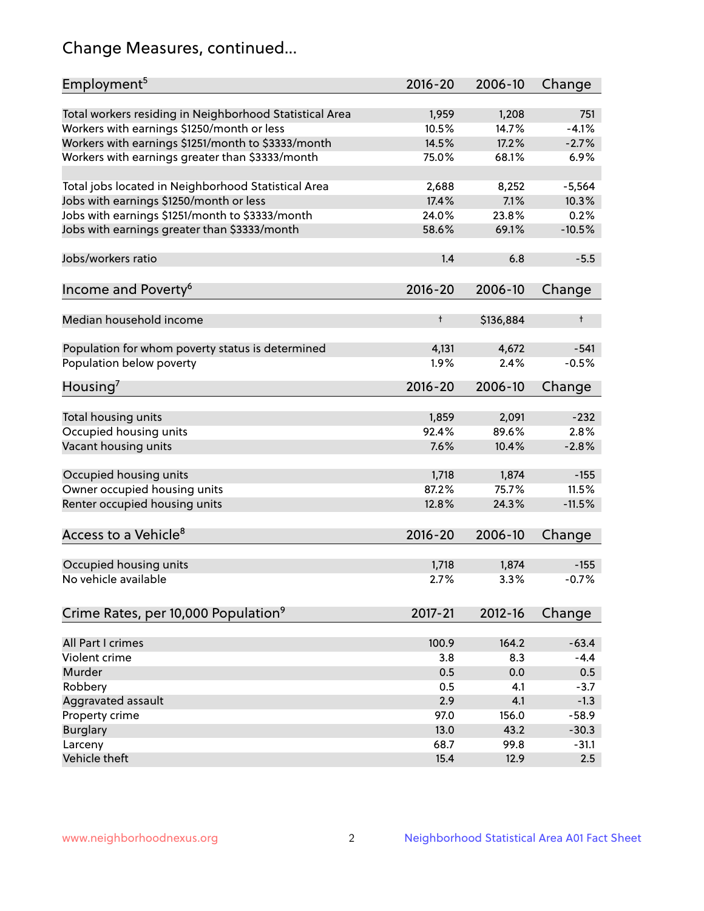## Change Measures, continued...

| Employment[5] | 2016-20 | 2006-10 | Change |
|---|---|---|---|
| Total workers residing in Neighborhood Statistical Area | 1,959 | 1,208 | 751 |
| Workers with earnings $1250/month or less | 10.5% | 14.7% | -4.1% |
| Workers with earnings $1251/month to $3333/month | 14.5% | 17.2% | -2.7% |
| Workers with earnings greater than $3333/month | 75.0% | 68.1% | 6.9% |
| | | | |
| Total jobs located in Neighborhood Statistical Area | 2,688 | 8,252 | -5,564 |
| Jobs with earnings $1250/month or less | 17.4% | 7.1% | 10.3% |
| Jobs with earnings $1251/month to $3333/month | 24.0% | 23.8% | 0.2% |
| Jobs with earnings greater than $3333/month | 58.6% | 69.1% | -10.5% |
| | | | |
| Jobs/workers ratio | 1.4 | 6.8 | -5.5 |

| Income and Poverty[6] | 2016-20 | 2006-10 | Change |
|---|---|---|---|
| Median household income | † | $136,884 | † |
| | | | |
| Population for whom poverty status is determined | 4,131 | 4,672 | -541 |
| Population below poverty | 1.9% | 2.4% | -0.5% |

| Housing[7] | 2016-20 | 2006-10 | Change |
|---|---|---|---|
| Total housing units | 1,859 | 2,091 | -232 |
| Occupied housing units | 92.4% | 89.6% | 2.8% |
| Vacant housing units | 7.6% | 10.4% | -2.8% |
| | | | |
| Occupied housing units | 1,718 | 1,874 | -155 |
| Owner occupied housing units | 87.2% | 75.7% | 11.5% |
| Renter occupied housing units | 12.8% | 24.3% | -11.5% |

| Access to a Vehicle[8] | 2016-20 | 2006-10 | Change |
|---|---|---|---|
| Occupied housing units | 1,718 | 1,874 | -155 |
| No vehicle available | 2.7% | 3.3% | -0.7% |

| Crime Rates, per 10,000 Population[9] | 2017-21 | 2012-16 | Change |
|---|---|---|---|
| All Part I crimes | 100.9 | 164.2 | -63.4 |
| Violent crime | 3.8 | 8.3 | -4.4 |
| Murder | 0.5 | 0.0 | 0.5 |
| Robbery | 0.5 | 4.1 | -3.7 |
| Aggravated assault | 2.9 | 4.1 | -1.3 |
| Property crime | 97.0 | 156.0 | -58.9 |
| Burglary | 13.0 | 43.2 | -30.3 |
| Larceny | 68.7 | 99.8 | -31.1 |
| Vehicle theft | 15.4 | 12.9 | 2.5 |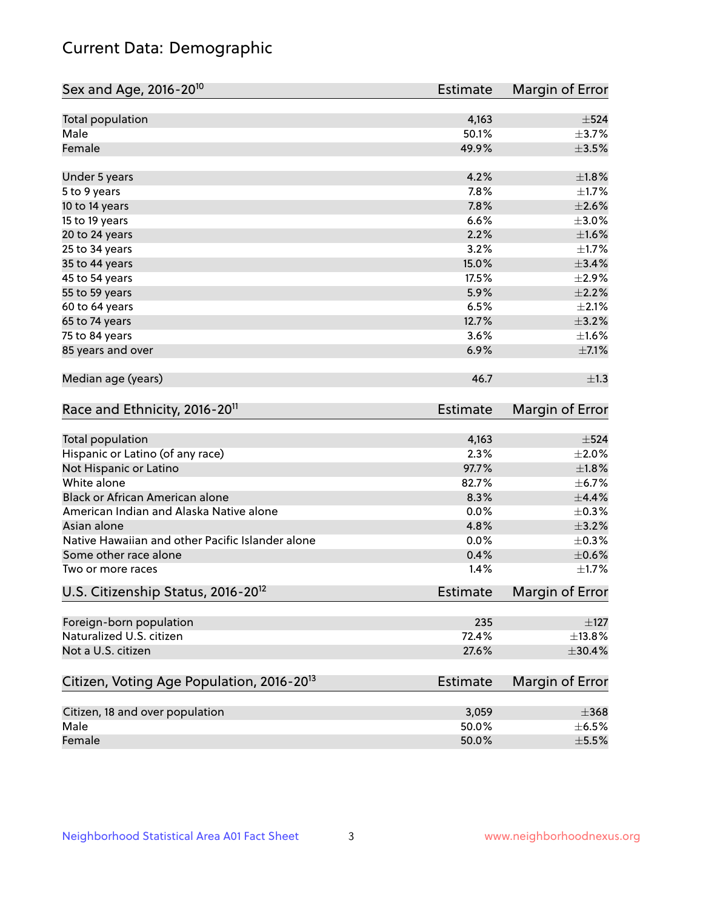# Current Data: Demographic

| Sex and Age, 2016-20[10] | Estimate | Margin of Error |
|---|---|---|
| Total population | 4,163 | ±524 |
| Male | 50.1% | ±3.7% |
| Female | 49.9% | ±3.5% |
| Under 5 years | 4.2% | ±1.8% |
| 5 to 9 years | 7.8% | ±1.7% |
| 10 to 14 years | 7.8% | ±2.6% |
| 15 to 19 years | 6.6% | ±3.0% |
| 20 to 24 years | 2.2% | ±1.6% |
| 25 to 34 years | 3.2% | ±1.7% |
| 35 to 44 years | 15.0% | ±3.4% |
| 45 to 54 years | 17.5% | ±2.9% |
| 55 to 59 years | 5.9% | ±2.2% |
| 60 to 64 years | 6.5% | ±2.1% |
| 65 to 74 years | 12.7% | ±3.2% |
| 75 to 84 years | 3.6% | ±1.6% |
| 85 years and over | 6.9% | ±7.1% |
| Median age (years) | 46.7 | ±1.3 |

| Race and Ethnicity, 2016-20[11] | Estimate | Margin of Error |
|---|---|---|
| Total population | 4,163 | ±524 |
| Hispanic or Latino (of any race) | 2.3% | ±2.0% |
| Not Hispanic or Latino | 97.7% | ±1.8% |
| White alone | 82.7% | ±6.7% |
| Black or African American alone | 8.3% | ±4.4% |
| American Indian and Alaska Native alone | 0.0% | ±0.3% |
| Asian alone | 4.8% | ±3.2% |
| Native Hawaiian and other Pacific Islander alone | 0.0% | ±0.3% |
| Some other race alone | 0.4% | ±0.6% |
| Two or more races | 1.4% | ±1.7% |

| U.S. Citizenship Status, 2016-20[12] | Estimate | Margin of Error |
|---|---|---|
| Foreign-born population | 235 | ±127 |
| Naturalized U.S. citizen | 72.4% | ±13.8% |
| Not a U.S. citizen | 27.6% | ±30.4% |

| Citizen, Voting Age Population, 2016-20[13] | Estimate | Margin of Error |
|---|---|---|
| Citizen, 18 and over population | 3,059 | ±368 |
| Male | 50.0% | ±6.5% |
| Female | 50.0% | ±5.5% |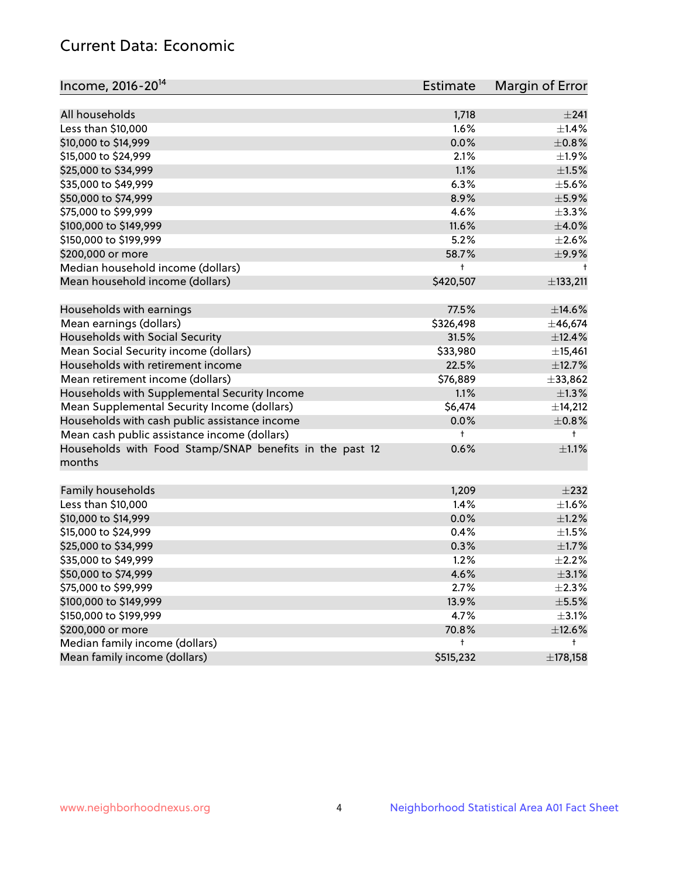## Current Data: Economic

| Income, 2016-20[14] | Estimate | Margin of Error |
|---|---|---|
| All households | 1,718 | ±241 |
| Less than $10,000 | 1.6% | ±1.4% |
| $10,000 to $14,999 | 0.0% | ±0.8% |
| $15,000 to $24,999 | 2.1% | ±1.9% |
| $25,000 to $34,999 | 1.1% | ±1.5% |
| $35,000 to $49,999 | 6.3% | ±5.6% |
| $50,000 to $74,999 | 8.9% | ±5.9% |
| $75,000 to $99,999 | 4.6% | ±3.3% |
| $100,000 to $149,999 | 11.6% | ±4.0% |
| $150,000 to $199,999 | 5.2% | ±2.6% |
| $200,000 or more | 58.7% | ±9.9% |
| Median household income (dollars) | † | † |
| Mean household income (dollars) | $420,507 | ±133,211 |
| | | |
| Households with earnings | 77.5% | ±14.6% |
| Mean earnings (dollars) | $326,498 | ±46,674 |
| Households with Social Security | 31.5% | ±12.4% |
| Mean Social Security income (dollars) | $33,980 | ±15,461 |
| Households with retirement income | 22.5% | ±12.7% |
| Mean retirement income (dollars) | $76,889 | ±33,862 |
| Households with Supplemental Security Income | 1.1% | ±1.3% |
| Mean Supplemental Security Income (dollars) | $6,474 | ±14,212 |
| Households with cash public assistance income | 0.0% | ±0.8% |
| Mean cash public assistance income (dollars) | † | † |
| Households with Food Stamp/SNAP benefits in the past 12 months | 0.6% | ±1.1% |
| | | |
| Family households | 1,209 | ±232 |
| Less than $10,000 | 1.4% | ±1.6% |
| $10,000 to $14,999 | 0.0% | ±1.2% |
| $15,000 to $24,999 | 0.4% | ±1.5% |
| $25,000 to $34,999 | 0.3% | ±1.7% |
| $35,000 to $49,999 | 1.2% | ±2.2% |
| $50,000 to $74,999 | 4.6% | ±3.1% |
| $75,000 to $99,999 | 2.7% | ±2.3% |
| $100,000 to $149,999 | 13.9% | ±5.5% |
| $150,000 to $199,999 | 4.7% | ±3.1% |
| $200,000 or more | 70.8% | ±12.6% |
| Median family income (dollars) | † | † |
| Mean family income (dollars) | $515,232 | ±178,158 |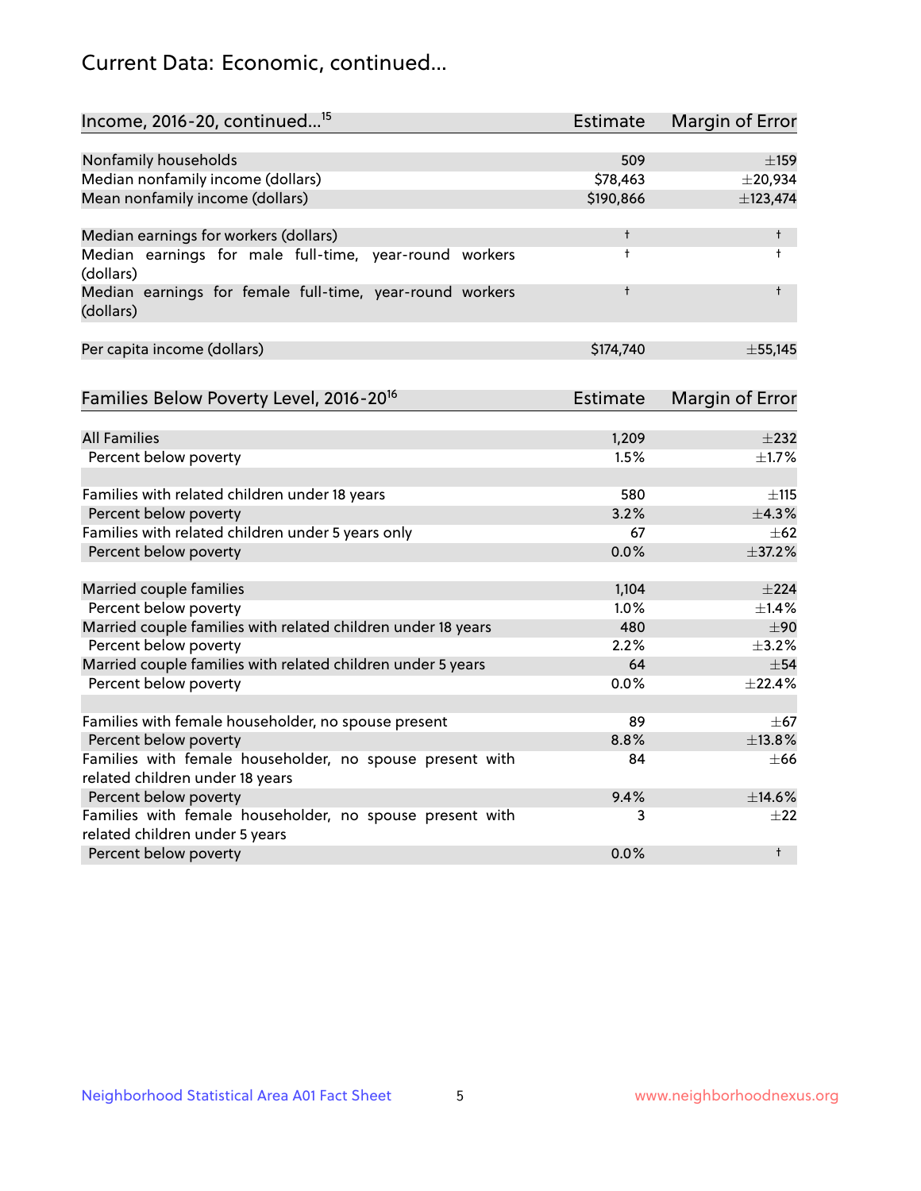## Current Data: Economic, continued...

| Income, 2016-20, continued...[15] | Estimate | Margin of Error |
|---|---|---|
| Nonfamily households | 509 | ±159 |
| Median nonfamily income (dollars) | $78,463 | ±20,934 |
| Mean nonfamily income (dollars) | $190,866 | ±123,474 |
| | | |
| Median earnings for workers (dollars) | † | † |
| Median earnings for male full-time, year-round workers (dollars) | † | † |
| Median earnings for female full-time, year-round workers (dollars) | † | † |
| | | |
| Per capita income (dollars) | $174,740 | ±55,145 |

| Families Below Poverty Level, 2016-20[16] | Estimate | Margin of Error |
|---|---|---|
| All Families | 1,209 | ±232 |
| Percent below poverty | 1.5% | ±1.7% |
| | | |
| Families with related children under 18 years | 580 | ±115 |
| Percent below poverty | 3.2% | ±4.3% |
| Families with related children under 5 years only | 67 | ±62 |
| Percent below poverty | 0.0% | ±37.2% |
| | | |
| Married couple families | 1,104 | ±224 |
| Percent below poverty | 1.0% | ±1.4% |
| Married couple families with related children under 18 years | 480 | ±90 |
| Percent below poverty | 2.2% | ±3.2% |
| Married couple families with related children under 5 years | 64 | ±54 |
| Percent below poverty | 0.0% | ±22.4% |
| | | |
| Families with female householder, no spouse present | 89 | ±67 |
| Percent below poverty | 8.8% | ±13.8% |
| Families with female householder, no spouse present with related children under 18 years | 84 | ±66 |
| Percent below poverty | 9.4% | ±14.6% |
| Families with female householder, no spouse present with related children under 5 years | 3 | ±22 |
| Percent below poverty | 0.0% | † |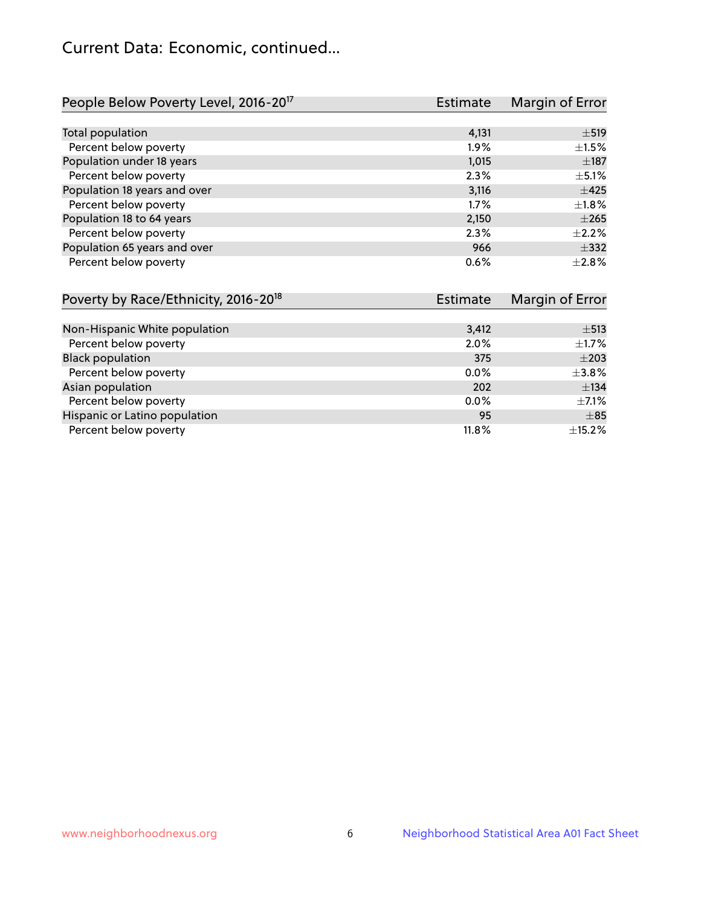## Current Data: Economic, continued...

| People Below Poverty Level, 2016-20[17] | Estimate | Margin of Error |
|---|---|---|
| Total population | 4,131 | ±519 |
| Percent below poverty | 1.9% | ±1.5% |
| Population under 18 years | 1,015 | ±187 |
| Percent below poverty | 2.3% | ±5.1% |
| Population 18 years and over | 3,116 | ±425 |
| Percent below poverty | 1.7% | ±1.8% |
| Population 18 to 64 years | 2,150 | ±265 |
| Percent below poverty | 2.3% | ±2.2% |
| Population 65 years and over | 966 | ±332 |
| Percent below poverty | 0.6% | ±2.8% |

| Poverty by Race/Ethnicity, 2016-20[18] | Estimate | Margin of Error |
|---|---|---|
| Non-Hispanic White population | 3,412 | ±513 |
| Percent below poverty | 2.0% | ±1.7% |
| Black population | 375 | ±203 |
| Percent below poverty | 0.0% | ±3.8% |
| Asian population | 202 | ±134 |
| Percent below poverty | 0.0% | ±7.1% |
| Hispanic or Latino population | 95 | ±85 |
| Percent below poverty | 11.8% | ±15.2% |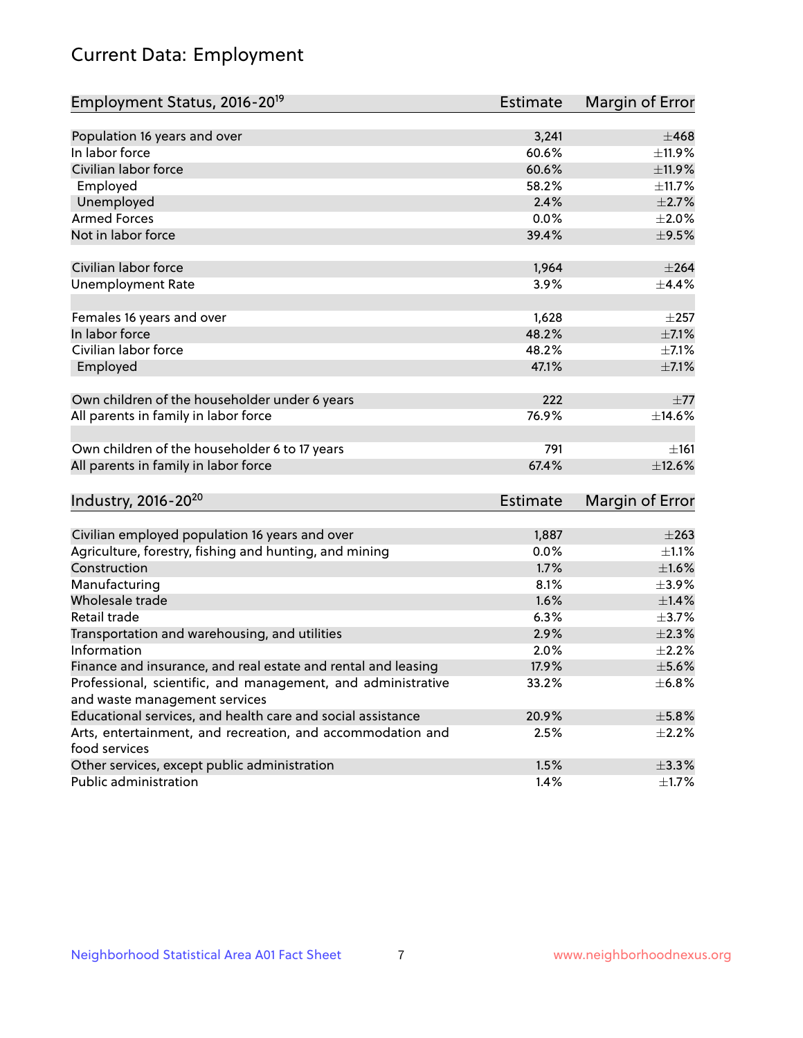# Current Data: Employment

| Employment Status, 2016-20[19] | Estimate | Margin of Error |
|---|---|---|
| Population 16 years and over | 3,241 | ±468 |
| In labor force | 60.6% | ±11.9% |
| Civilian labor force | 60.6% | ±11.9% |
| Employed | 58.2% | ±11.7% |
| Unemployed | 2.4% | ±2.7% |
| Armed Forces | 0.0% | ±2.0% |
| Not in labor force | 39.4% | ±9.5% |
| | | |
| Civilian labor force | 1,964 | ±264 |
| Unemployment Rate | 3.9% | ±4.4% |
| | | |
| Females 16 years and over | 1,628 | ±257 |
| In labor force | 48.2% | ±7.1% |
| Civilian labor force | 48.2% | ±7.1% |
| Employed | 47.1% | ±7.1% |
| | | |
| Own children of the householder under 6 years | 222 | ±77 |
| All parents in family in labor force | 76.9% | ±14.6% |
| | | |
| Own children of the householder 6 to 17 years | 791 | ±161 |
| All parents in family in labor force | 67.4% | ±12.6% |

| Industry, 2016-20[20] | Estimate | Margin of Error |
|---|---|---|
| Civilian employed population 16 years and over | 1,887 | ±263 |
| Agriculture, forestry, fishing and hunting, and mining | 0.0% | ±1.1% |
| Construction | 1.7% | ±1.6% |
| Manufacturing | 8.1% | ±3.9% |
| Wholesale trade | 1.6% | ±1.4% |
| Retail trade | 6.3% | ±3.7% |
| Transportation and warehousing, and utilities | 2.9% | ±2.3% |
| Information | 2.0% | ±2.2% |
| Finance and insurance, and real estate and rental and leasing | 17.9% | ±5.6% |
| Professional, scientific, and management, and administrative and waste management services | 33.2% | ±6.8% |
| Educational services, and health care and social assistance | 20.9% | ±5.8% |
| Arts, entertainment, and recreation, and accommodation and food services | 2.5% | ±2.2% |
| Other services, except public administration | 1.5% | ±3.3% |
| Public administration | 1.4% | ±1.7% |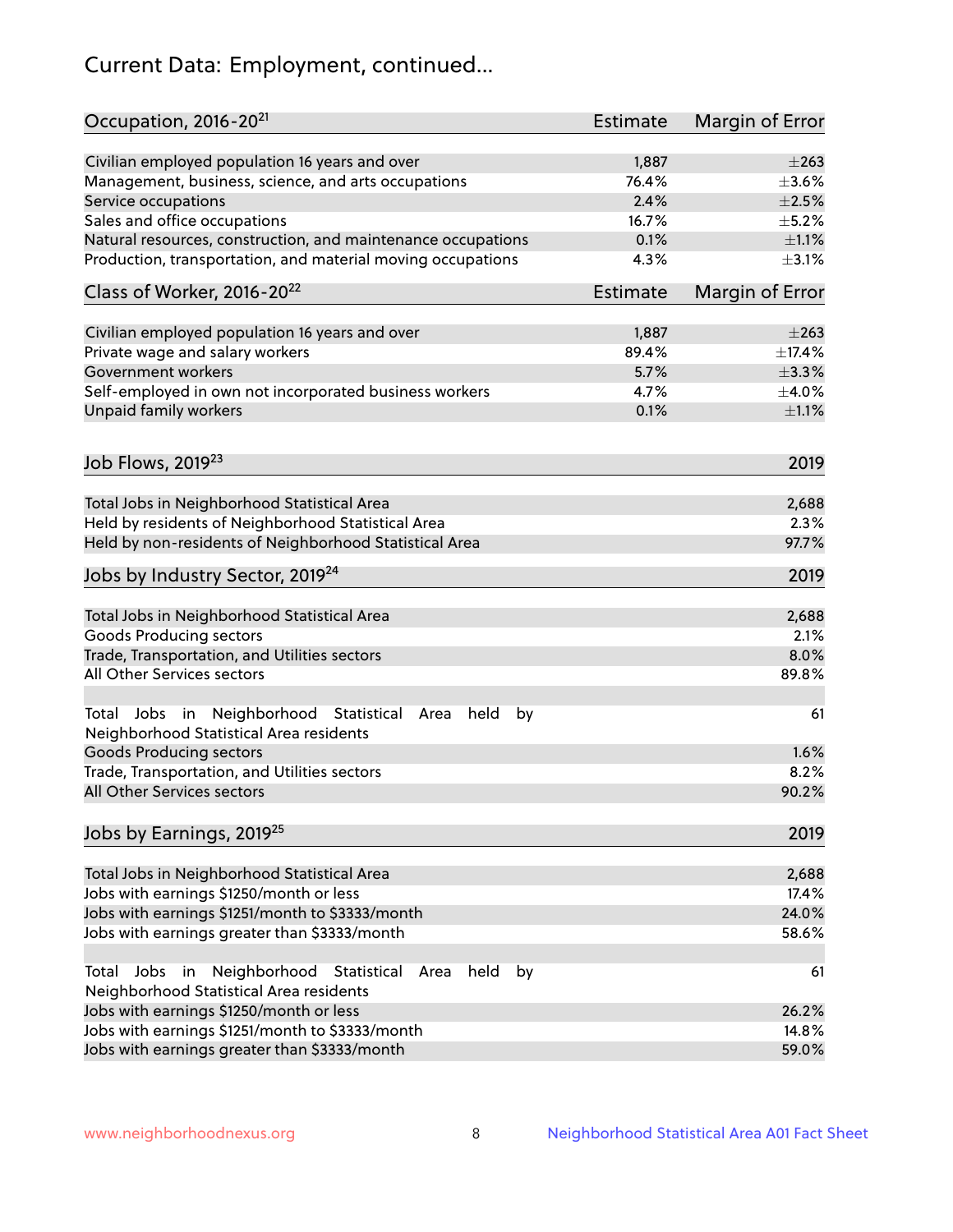# Current Data: Employment, continued...

| Occupation, 2016-20[21] | Estimate | Margin of Error |
| --- | --- | --- |
| Civilian employed population 16 years and over | 1,887 | ±263 |
| Management, business, science, and arts occupations | 76.4% | ±3.6% |
| Service occupations | 2.4% | ±2.5% |
| Sales and office occupations | 16.7% | ±5.2% |
| Natural resources, construction, and maintenance occupations | 0.1% | ±1.1% |
| Production, transportation, and material moving occupations | 4.3% | ±3.1% |

| Class of Worker, 2016-20[22] | Estimate | Margin of Error |
| --- | --- | --- |
| Civilian employed population 16 years and over | 1,887 | ±263 |
| Private wage and salary workers | 89.4% | ±17.4% |
| Government workers | 5.7% | ±3.3% |
| Self-employed in own not incorporated business workers | 4.7% | ±4.0% |
| Unpaid family workers | 0.1% | ±1.1% |

| Job Flows, 2019[23] | 2019 |
| --- | --- |
| Total Jobs in Neighborhood Statistical Area | 2,688 |
| Held by residents of Neighborhood Statistical Area | 2.3% |
| Held by non-residents of Neighborhood Statistical Area | 97.7% |

| Jobs by Industry Sector, 2019[24] | 2019 |
| --- | --- |
| Total Jobs in Neighborhood Statistical Area | 2,688 |
| Goods Producing sectors | 2.1% |
| Trade, Transportation, and Utilities sectors | 8.0% |
| All Other Services sectors | 89.8% |
| Total Jobs in Neighborhood Statistical Area held by Neighborhood Statistical Area residents | 61 |
| Goods Producing sectors | 1.6% |
| Trade, Transportation, and Utilities sectors | 8.2% |
| All Other Services sectors | 90.2% |

| Jobs by Earnings, 2019[25] | 2019 |
| --- | --- |
| Total Jobs in Neighborhood Statistical Area | 2,688 |
| Jobs with earnings $1250/month or less | 17.4% |
| Jobs with earnings $1251/month to $3333/month | 24.0% |
| Jobs with earnings greater than $3333/month | 58.6% |
| Total Jobs in Neighborhood Statistical Area held by Neighborhood Statistical Area residents | 61 |
| Jobs with earnings $1250/month or less | 26.2% |
| Jobs with earnings $1251/month to $3333/month | 14.8% |
| Jobs with earnings greater than $3333/month | 59.0% |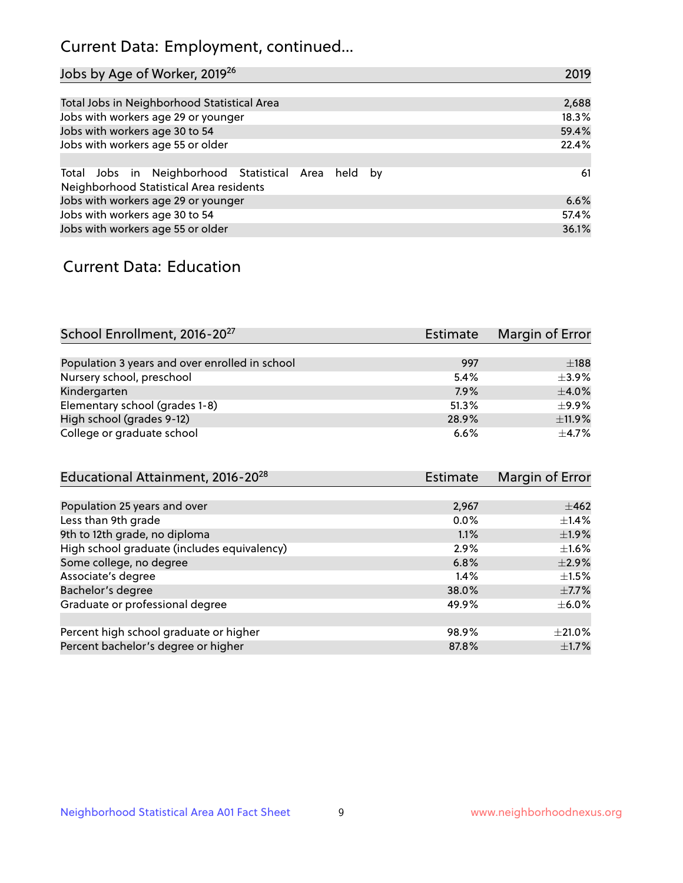## Current Data: Employment, continued...

| Jobs by Age of Worker, 2019[26] | 2019 |
|---|---|
| Total Jobs in Neighborhood Statistical Area | 2,688 |
| Jobs with workers age 29 or younger | 18.3% |
| Jobs with workers age 30 to 54 | 59.4% |
| Jobs with workers age 55 or older | 22.4% |
| | |
| Total Jobs in Neighborhood Statistical Area held by Neighborhood Statistical Area residents | 61 |
| Jobs with workers age 29 or younger | 6.6% |
| Jobs with workers age 30 to 54 | 57.4% |
| Jobs with workers age 55 or older | 36.1% |

## Current Data: Education

| School Enrollment, 2016-20[27] | Estimate | Margin of Error |
|---|---|---|
| Population 3 years and over enrolled in school | 997 | ±188 |
| Nursery school, preschool | 5.4% | ±3.9% |
| Kindergarten | 7.9% | ±4.0% |
| Elementary school (grades 1-8) | 51.3% | ±9.9% |
| High school (grades 9-12) | 28.9% | ±11.9% |
| College or graduate school | 6.6% | ±4.7% |

| Educational Attainment, 2016-20[28] | Estimate | Margin of Error |
|---|---|---|
| Population 25 years and over | 2,967 | ±462 |
| Less than 9th grade | 0.0% | ±1.4% |
| 9th to 12th grade, no diploma | 1.1% | ±1.9% |
| High school graduate (includes equivalency) | 2.9% | ±1.6% |
| Some college, no degree | 6.8% | ±2.9% |
| Associate's degree | 1.4% | ±1.5% |
| Bachelor's degree | 38.0% | ±7.7% |
| Graduate or professional degree | 49.9% | ±6.0% |
| | | |
| Percent high school graduate or higher | 98.9% | ±21.0% |
| Percent bachelor's degree or higher | 87.8% | ±1.7% |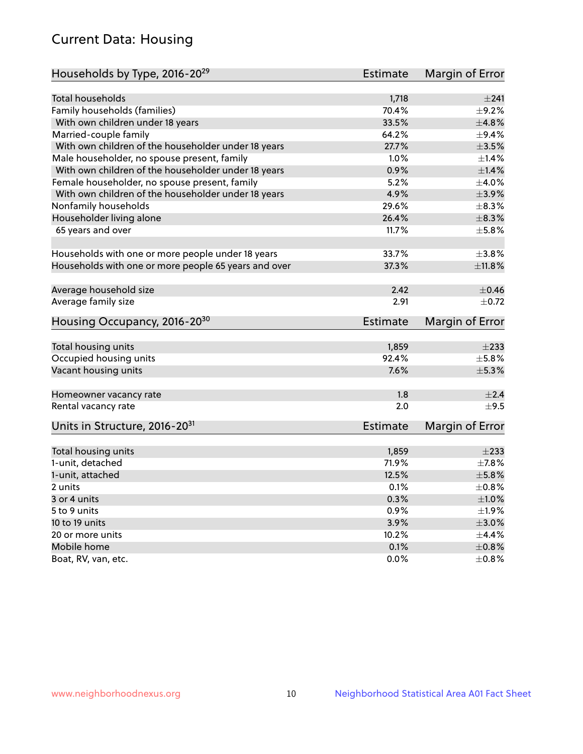# Current Data: Housing

| Households by Type, 2016-20[29] | Estimate | Margin of Error |
|---|---|---|
| Total households | 1,718 | ±241 |
| Family households (families) | 70.4% | ±9.2% |
| With own children under 18 years | 33.5% | ±4.8% |
| Married-couple family | 64.2% | ±9.4% |
| With own children of the householder under 18 years | 27.7% | ±3.5% |
| Male householder, no spouse present, family | 1.0% | ±1.4% |
| With own children of the householder under 18 years | 0.9% | ±1.4% |
| Female householder, no spouse present, family | 5.2% | ±4.0% |
| With own children of the householder under 18 years | 4.9% | ±3.9% |
| Nonfamily households | 29.6% | ±8.3% |
| Householder living alone | 26.4% | ±8.3% |
| 65 years and over | 11.7% | ±5.8% |
| | | |
| Households with one or more people under 18 years | 33.7% | ±3.8% |
| Households with one or more people 65 years and over | 37.3% | ±11.8% |
| | | |
| Average household size | 2.42 | ±0.46 |
| Average family size | 2.91 | ±0.72 |

| Housing Occupancy, 2016-20[30] | Estimate | Margin of Error |
|---|---|---|
| Total housing units | 1,859 | ±233 |
| Occupied housing units | 92.4% | ±5.8% |
| Vacant housing units | 7.6% | ±5.3% |
| | | |
| Homeowner vacancy rate | 1.8 | ±2.4 |
| Rental vacancy rate | 2.0 | ±9.5 |

| Units in Structure, 2016-20[31] | Estimate | Margin of Error |
|---|---|---|
| Total housing units | 1,859 | ±233 |
| 1-unit, detached | 71.9% | ±7.8% |
| 1-unit, attached | 12.5% | ±5.8% |
| 2 units | 0.1% | ±0.8% |
| 3 or 4 units | 0.3% | ±1.0% |
| 5 to 9 units | 0.9% | ±1.9% |
| 10 to 19 units | 3.9% | ±3.0% |
| 20 or more units | 10.2% | ±4.4% |
| Mobile home | 0.1% | ±0.8% |
| Boat, RV, van, etc. | 0.0% | ±0.8% |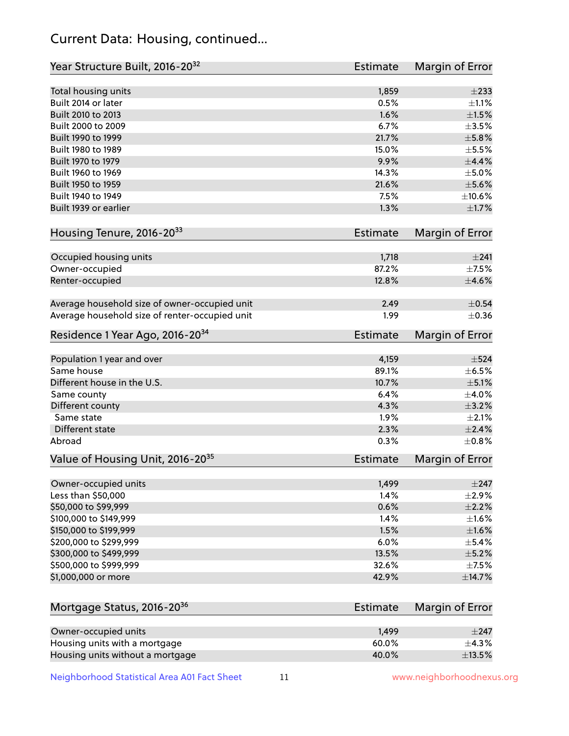# Current Data: Housing, continued...

| Year Structure Built, 2016-20[32] | Estimate | Margin of Error |
|---|---|---|
| Total housing units | 1,859 | ±233 |
| Built 2014 or later | 0.5% | ±1.1% |
| Built 2010 to 2013 | 1.6% | ±1.5% |
| Built 2000 to 2009 | 6.7% | ±3.5% |
| Built 1990 to 1999 | 21.7% | ±5.8% |
| Built 1980 to 1989 | 15.0% | ±5.5% |
| Built 1970 to 1979 | 9.9% | ±4.4% |
| Built 1960 to 1969 | 14.3% | ±5.0% |
| Built 1950 to 1959 | 21.6% | ±5.6% |
| Built 1940 to 1949 | 7.5% | ±10.6% |
| Built 1939 or earlier | 1.3% | ±1.7% |

| Housing Tenure, 2016-20[33] | Estimate | Margin of Error |
|---|---|---|
| Occupied housing units | 1,718 | ±241 |
| Owner-occupied | 87.2% | ±7.5% |
| Renter-occupied | 12.8% | ±4.6% |
| | | |
| Average household size of owner-occupied unit | 2.49 | ±0.54 |
| Average household size of renter-occupied unit | 1.99 | ±0.36 |

| Residence 1 Year Ago, 2016-20[34] | Estimate | Margin of Error |
|---|---|---|
| Population 1 year and over | 4,159 | ±524 |
| Same house | 89.1% | ±6.5% |
| Different house in the U.S. | 10.7% | ±5.1% |
| Same county | 6.4% | ±4.0% |
| Different county | 4.3% | ±3.2% |
| Same state | 1.9% | ±2.1% |
| Different state | 2.3% | ±2.4% |
| Abroad | 0.3% | ±0.8% |

| Value of Housing Unit, 2016-20[35] | Estimate | Margin of Error |
|---|---|---|
| Owner-occupied units | 1,499 | ±247 |
| Less than $50,000 | 1.4% | ±2.9% |
| $50,000 to $99,999 | 0.6% | ±2.2% |
| $100,000 to $149,999 | 1.4% | ±1.6% |
| $150,000 to $199,999 | 1.5% | ±1.6% |
| $200,000 to $299,999 | 6.0% | ±5.4% |
| $300,000 to $499,999 | 13.5% | ±5.2% |
| $500,000 to $999,999 | 32.6% | ±7.5% |
| $1,000,000 or more | 42.9% | ±14.7% |

| Mortgage Status, 2016-20[36] | Estimate | Margin of Error |
|---|---|---|
| Owner-occupied units | 1,499 | ±247 |
| Housing units with a mortgage | 60.0% | ±4.3% |
| Housing units without a mortgage | 40.0% | ±13.5% |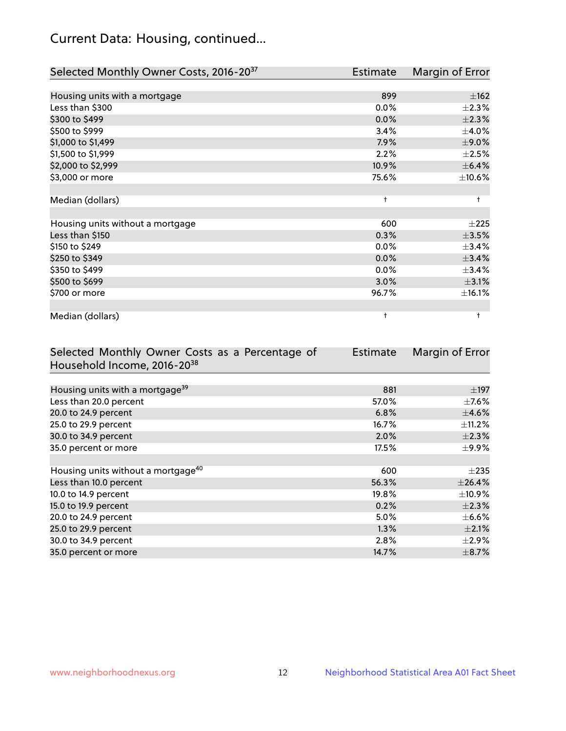## Current Data: Housing, continued...

| Selected Monthly Owner Costs, 2016-20[37] | Estimate | Margin of Error |
|---|---|---|
| Housing units with a mortgage | 899 | ±162 |
| Less than $300 | 0.0% | ±2.3% |
| $300 to $499 | 0.0% | ±2.3% |
| $500 to $999 | 3.4% | ±4.0% |
| $1,000 to $1,499 | 7.9% | ±9.0% |
| $1,500 to $1,999 | 2.2% | ±2.5% |
| $2,000 to $2,999 | 10.9% | ±6.4% |
| $3,000 or more | 75.6% | ±10.6% |
| | | |
| Median (dollars) | † | † |
| | | |
| Housing units without a mortgage | 600 | ±225 |
| Less than $150 | 0.3% | ±3.5% |
| $150 to $249 | 0.0% | ±3.4% |
| $250 to $349 | 0.0% | ±3.4% |
| $350 to $499 | 0.0% | ±3.4% |
| $500 to $699 | 3.0% | ±3.1% |
| $700 or more | 96.7% | ±16.1% |
| | | |
| Median (dollars) | † | † |

| Selected Monthly Owner Costs as a Percentage of Household Income, 2016-20[38] | Estimate | Margin of Error |
|---|---|---|
| Housing units with a mortgage[39] | 881 | ±197 |
| Less than 20.0 percent | 57.0% | ±7.6% |
| 20.0 to 24.9 percent | 6.8% | ±4.6% |
| 25.0 to 29.9 percent | 16.7% | ±11.2% |
| 30.0 to 34.9 percent | 2.0% | ±2.3% |
| 35.0 percent or more | 17.5% | ±9.9% |
| | | |
| Housing units without a mortgage[40] | 600 | ±235 |
| Less than 10.0 percent | 56.3% | ±26.4% |
| 10.0 to 14.9 percent | 19.8% | ±10.9% |
| 15.0 to 19.9 percent | 0.2% | ±2.3% |
| 20.0 to 24.9 percent | 5.0% | ±6.6% |
| 25.0 to 29.9 percent | 1.3% | ±2.1% |
| 30.0 to 34.9 percent | 2.8% | ±2.9% |
| 35.0 percent or more | 14.7% | ±8.7% |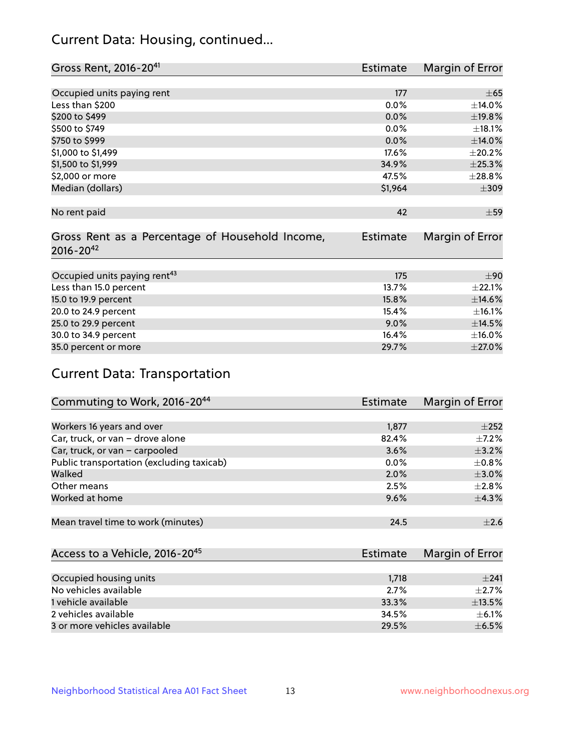## Current Data: Housing, continued...

| Gross Rent, 2016-20[41] | Estimate | Margin of Error |
|---|---|---|
| Occupied units paying rent | 177 | ±65 |
| Less than $200 | 0.0% | ±14.0% |
| $200 to $499 | 0.0% | ±19.8% |
| $500 to $749 | 0.0% | ±18.1% |
| $750 to $999 | 0.0% | ±14.0% |
| $1,000 to $1,499 | 17.6% | ±20.2% |
| $1,500 to $1,999 | 34.9% | ±25.3% |
| $2,000 or more | 47.5% | ±28.8% |
| Median (dollars) | $1,964 | ±309 |
| | | |
| No rent paid | 42 | ±59 |

| Gross Rent as a Percentage of Household Income, 2016-20[42] | Estimate | Margin of Error |
|---|---|---|
| Occupied units paying rent[43] | 175 | ±90 |
| Less than 15.0 percent | 13.7% | ±22.1% |
| 15.0 to 19.9 percent | 15.8% | ±14.6% |
| 20.0 to 24.9 percent | 15.4% | ±16.1% |
| 25.0 to 29.9 percent | 9.0% | ±14.5% |
| 30.0 to 34.9 percent | 16.4% | ±16.0% |
| 35.0 percent or more | 29.7% | ±27.0% |

## Current Data: Transportation

| Commuting to Work, 2016-20[44] | Estimate | Margin of Error |
|---|---|---|
| Workers 16 years and over | 1,877 | ±252 |
| Car, truck, or van – drove alone | 82.4% | ±7.2% |
| Car, truck, or van – carpooled | 3.6% | ±3.2% |
| Public transportation (excluding taxicab) | 0.0% | ±0.8% |
| Walked | 2.0% | ±3.0% |
| Other means | 2.5% | ±2.8% |
| Worked at home | 9.6% | ±4.3% |
| | | |
| Mean travel time to work (minutes) | 24.5 | ±2.6 |

| Access to a Vehicle, 2016-20[45] | Estimate | Margin of Error |
|---|---|---|
| Occupied housing units | 1,718 | ±241 |
| No vehicles available | 2.7% | ±2.7% |
| 1 vehicle available | 33.3% | ±13.5% |
| 2 vehicles available | 34.5% | ±6.1% |
| 3 or more vehicles available | 29.5% | ±6.5% |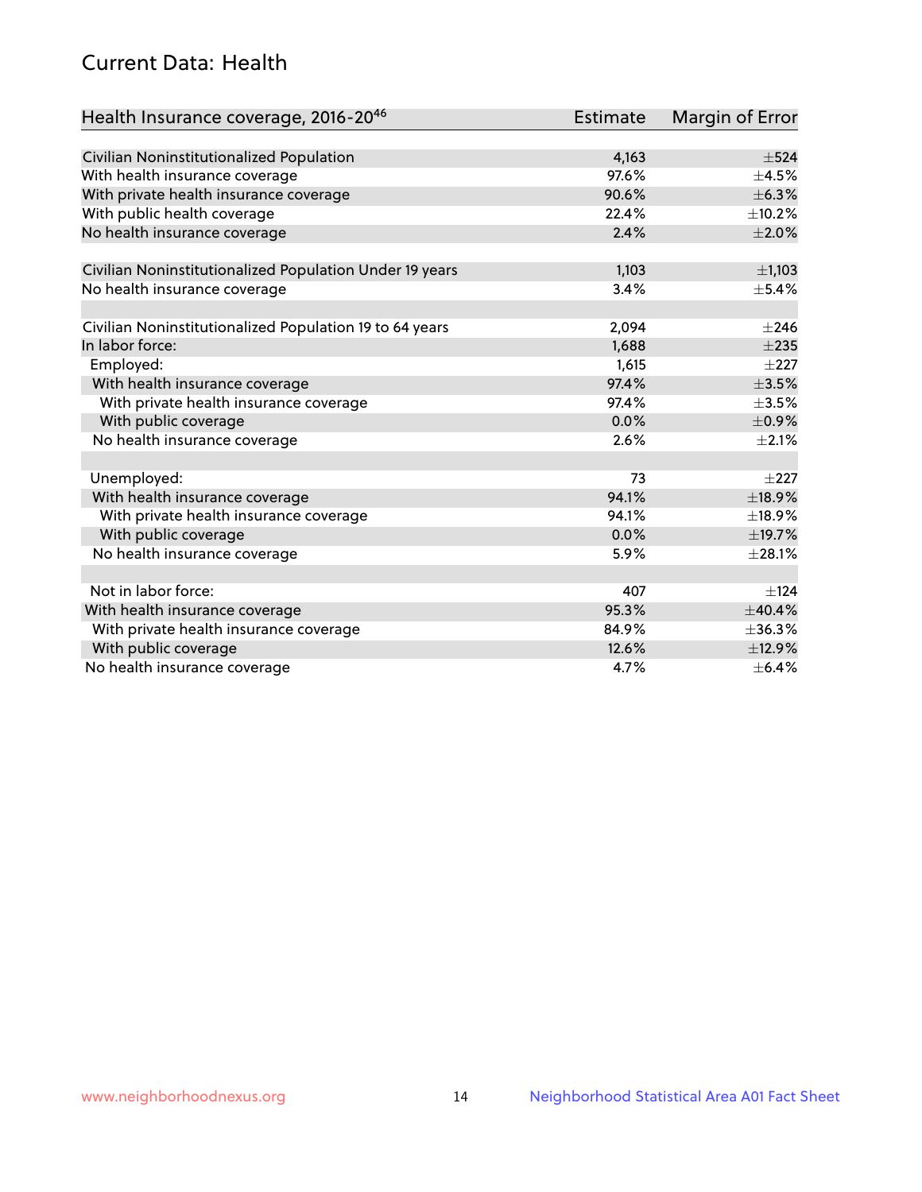# Current Data: Health

| Health Insurance coverage, 2016-20[46] | Estimate | Margin of Error |
| --- | --- | --- |
| Civilian Noninstitutionalized Population | 4,163 | ±524 |
| With health insurance coverage | 97.6% | ±4.5% |
| With private health insurance coverage | 90.6% | ±6.3% |
| With public health coverage | 22.4% | ±10.2% |
| No health insurance coverage | 2.4% | ±2.0% |
| | | |
| Civilian Noninstitutionalized Population Under 19 years | 1,103 | ±1,103 |
| No health insurance coverage | 3.4% | ±5.4% |
| | | |
| Civilian Noninstitutionalized Population 19 to 64 years | 2,094 | ±246 |
| In labor force: | 1,688 | ±235 |
| Employed: | 1,615 | ±227 |
| With health insurance coverage | 97.4% | ±3.5% |
| With private health insurance coverage | 97.4% | ±3.5% |
| With public coverage | 0.0% | ±0.9% |
| No health insurance coverage | 2.6% | ±2.1% |
| | | |
| Unemployed: | 73 | ±227 |
| With health insurance coverage | 94.1% | ±18.9% |
| With private health insurance coverage | 94.1% | ±18.9% |
| With public coverage | 0.0% | ±19.7% |
| No health insurance coverage | 5.9% | ±28.1% |
| | | |
| Not in labor force: | 407 | ±124 |
| With health insurance coverage | 95.3% | ±40.4% |
| With private health insurance coverage | 84.9% | ±36.3% |
| With public coverage | 12.6% | ±12.9% |
| No health insurance coverage | 4.7% | ±6.4% |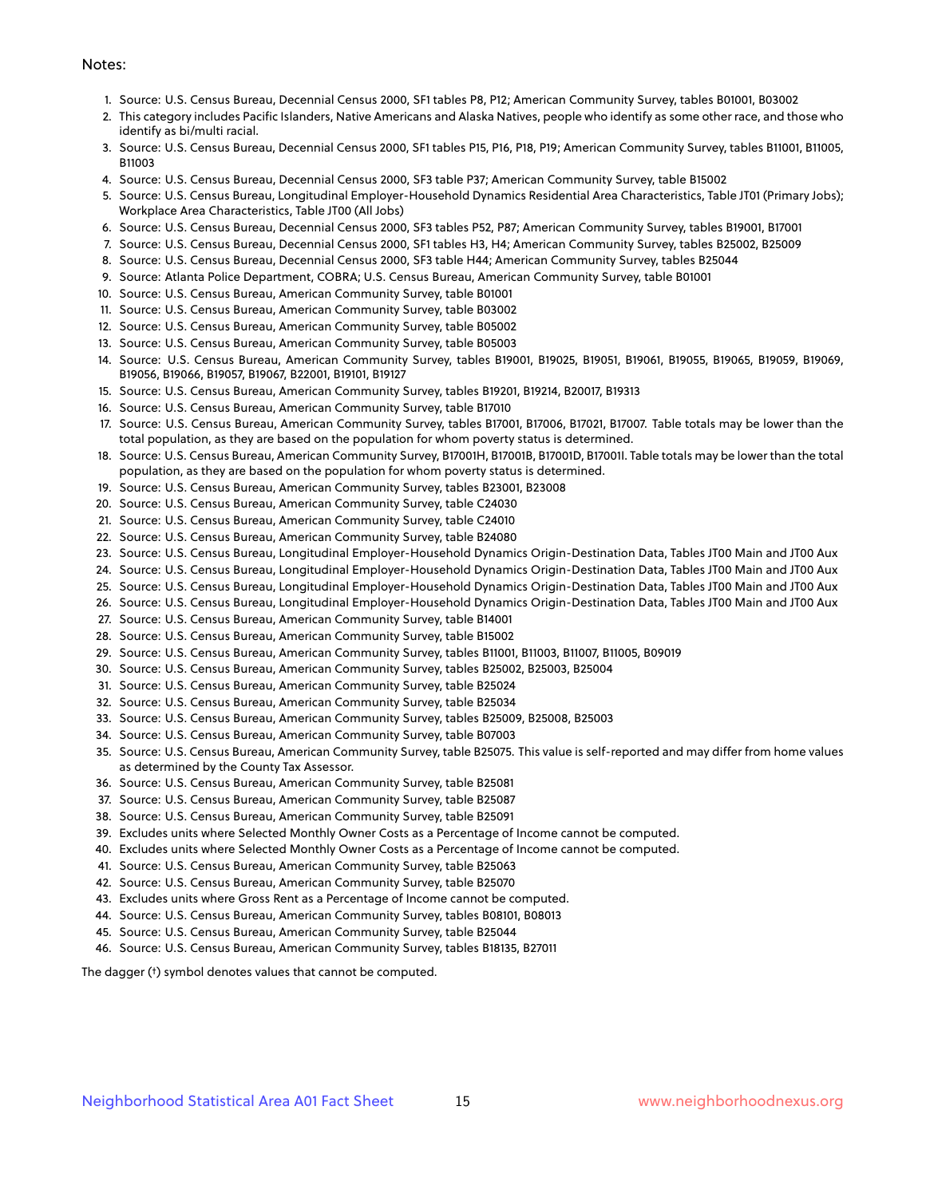Notes:

1. Source: U.S. Census Bureau, Decennial Census 2000, SF1 tables P8, P12; American Community Survey, tables B01001, B03002
2. This category includes Pacific Islanders, Native Americans and Alaska Natives, people who identify as some other race, and those who identify as bi/multi racial.
3. Source: U.S. Census Bureau, Decennial Census 2000, SF1 tables P15, P16, P18, P19; American Community Survey, tables B11001, B11005, B11003
4. Source: U.S. Census Bureau, Decennial Census 2000, SF3 table P37; American Community Survey, table B15002
5. Source: U.S. Census Bureau, Longitudinal Employer-Household Dynamics Residential Area Characteristics, Table JT01 (Primary Jobs); Workplace Area Characteristics, Table JT00 (All Jobs)
6. Source: U.S. Census Bureau, Decennial Census 2000, SF3 tables P52, P87; American Community Survey, tables B19001, B17001
7. Source: U.S. Census Bureau, Decennial Census 2000, SF1 tables H3, H4; American Community Survey, tables B25002, B25009
8. Source: U.S. Census Bureau, Decennial Census 2000, SF3 table H44; American Community Survey, tables B25044
9. Source: Atlanta Police Department, COBRA; U.S. Census Bureau, American Community Survey, table B01001
10. Source: U.S. Census Bureau, American Community Survey, table B01001
11. Source: U.S. Census Bureau, American Community Survey, table B03002
12. Source: U.S. Census Bureau, American Community Survey, table B05002
13. Source: U.S. Census Bureau, American Community Survey, table B05003
14. Source: U.S. Census Bureau, American Community Survey, tables B19001, B19025, B19051, B19061, B19055, B19065, B19059, B19069, B19056, B19066, B19057, B19067, B22001, B19101, B19127
15. Source: U.S. Census Bureau, American Community Survey, tables B19201, B19214, B20017, B19313
16. Source: U.S. Census Bureau, American Community Survey, table B17010
17. Source: U.S. Census Bureau, American Community Survey, tables B17001, B17006, B17021, B17007. Table totals may be lower than the total population, as they are based on the population for whom poverty status is determined.
18. Source: U.S. Census Bureau, American Community Survey, B17001H, B17001B, B17001D, B17001I. Table totals may be lower than the total population, as they are based on the population for whom poverty status is determined.
19. Source: U.S. Census Bureau, American Community Survey, tables B23001, B23008
20. Source: U.S. Census Bureau, American Community Survey, table C24030
21. Source: U.S. Census Bureau, American Community Survey, table C24010
22. Source: U.S. Census Bureau, American Community Survey, table B24080
23. Source: U.S. Census Bureau, Longitudinal Employer-Household Dynamics Origin-Destination Data, Tables JT00 Main and JT00 Aux
24. Source: U.S. Census Bureau, Longitudinal Employer-Household Dynamics Origin-Destination Data, Tables JT00 Main and JT00 Aux
25. Source: U.S. Census Bureau, Longitudinal Employer-Household Dynamics Origin-Destination Data, Tables JT00 Main and JT00 Aux
26. Source: U.S. Census Bureau, Longitudinal Employer-Household Dynamics Origin-Destination Data, Tables JT00 Main and JT00 Aux
27. Source: U.S. Census Bureau, American Community Survey, table B14001
28. Source: U.S. Census Bureau, American Community Survey, table B15002
29. Source: U.S. Census Bureau, American Community Survey, tables B11001, B11003, B11007, B11005, B09019
30. Source: U.S. Census Bureau, American Community Survey, tables B25002, B25003, B25004
31. Source: U.S. Census Bureau, American Community Survey, table B25024
32. Source: U.S. Census Bureau, American Community Survey, table B25034
33. Source: U.S. Census Bureau, American Community Survey, tables B25009, B25008, B25003
34. Source: U.S. Census Bureau, American Community Survey, table B07003
35. Source: U.S. Census Bureau, American Community Survey, table B25075. This value is self-reported and may differ from home values as determined by the County Tax Assessor.
36. Source: U.S. Census Bureau, American Community Survey, table B25081
37. Source: U.S. Census Bureau, American Community Survey, table B25087
38. Source: U.S. Census Bureau, American Community Survey, table B25091
39. Excludes units where Selected Monthly Owner Costs as a Percentage of Income cannot be computed.
40. Excludes units where Selected Monthly Owner Costs as a Percentage of Income cannot be computed.
41. Source: U.S. Census Bureau, American Community Survey, table B25063
42. Source: U.S. Census Bureau, American Community Survey, table B25070
43. Excludes units where Gross Rent as a Percentage of Income cannot be computed.
44. Source: U.S. Census Bureau, American Community Survey, tables B08101, B08013
45. Source: U.S. Census Bureau, American Community Survey, table B25044
46. Source: U.S. Census Bureau, American Community Survey, tables B18135, B27011

The dagger (†) symbol denotes values that cannot be computed.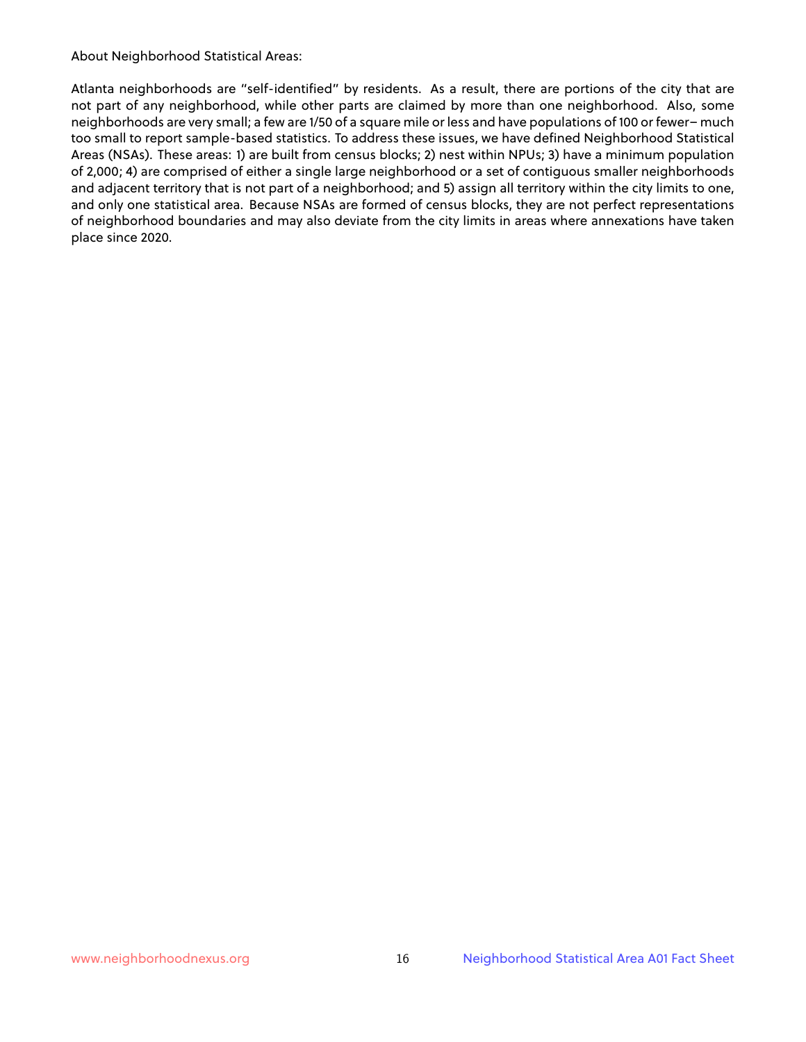About Neighborhood Statistical Areas:

Atlanta neighborhoods are "self-identified" by residents. As a result, there are portions of the city that are not part of any neighborhood, while other parts are claimed by more than one neighborhood. Also, some neighborhoods are very small; a few are 1/50 of a square mile or less and have populations of 100 or fewer– much too small to report sample-based statistics. To address these issues, we have defined Neighborhood Statistical Areas (NSAs). These areas: 1) are built from census blocks; 2) nest within NPUs; 3) have a minimum population of 2,000; 4) are comprised of either a single large neighborhood or a set of contiguous smaller neighborhoods and adjacent territory that is not part of a neighborhood; and 5) assign all territory within the city limits to one, and only one statistical area. Because NSAs are formed of census blocks, they are not perfect representations of neighborhood boundaries and may also deviate from the city limits in areas where annexations have taken place since 2020.